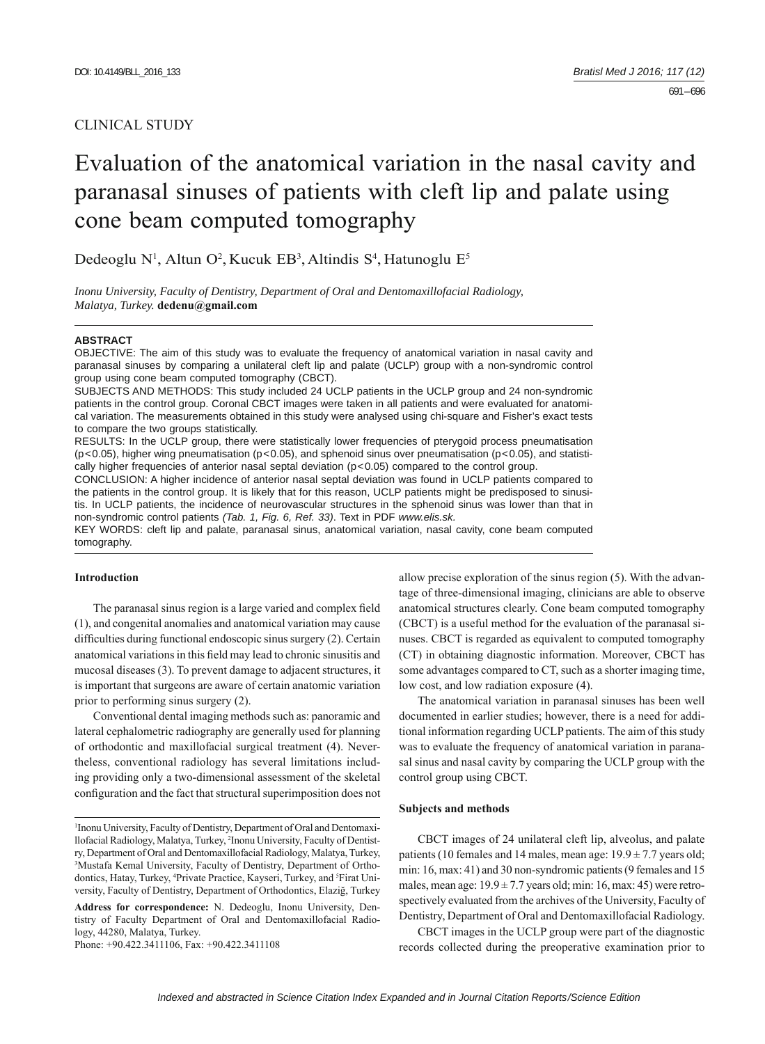CLINICAL STUDY

# Evaluation of the anatomical variation in the nasal cavity and paranasal sinuses of patients with cleft lip and palate using cone beam computed tomography

Dedeoglu N[1], Altun O[2], Kucuk EB[3], Altindis S[4], Hatunoglu E[5]

*Inonu University, Faculty of Dentistry, Department of Oral and Dentomaxillofacial Radiology, Malatya, Turkey.* **dedenu@gmail.com**

**ABSTRACT**

OBJECTIVE: The aim of this study was to evaluate the frequency of anatomical variation in nasal cavity and paranasal sinuses by comparing a unilateral cleft lip and palate (UCLP) group with a non-syndromic control group using cone beam computed tomography (CBCT).

SUBJECTS AND METHODS: This study included 24 UCLP patients in the UCLP group and 24 non-syndromic patients in the control group. Coronal CBCT images were taken in all patients and were evaluated for anatomical variation. The measurements obtained in this study were analysed using chi-square and Fisher's exact tests to compare the two groups statistically.

RESULTS: In the UCLP group, there were statistically lower frequencies of pterygoid process pneumatisation ($p<0.05$), higher wing pneumatisation ($p<0.05$), and sphenoid sinus over pneumatisation ($p<0.05$), and statistically higher frequencies of anterior nasal septal deviation ($p<0.05$) compared to the control group.

CONCLUSION: A higher incidence of anterior nasal septal deviation was found in UCLP patients compared to the patients in the control group. It is likely that for this reason, UCLP patients might be predisposed to sinusitis. In UCLP patients, the incidence of neurovascular structures in the sphenoid sinus was lower than that in non-syndromic control patients *(Tab. 1, Fig. 6, Ref. 33)*. Text in PDF *www.elis.sk.*

KEY WORDS: cleft lip and palate, paranasal sinus, anatomical variation, nasal cavity, cone beam computed tomography.

## Introduction

The paranasal sinus region is a large varied and complex field (1), and congenital anomalies and anatomical variation may cause difficulties during functional endoscopic sinus surgery (2). Certain anatomical variations in this field may lead to chronic sinusitis and mucosal diseases (3). To prevent damage to adjacent structures, it is important that surgeons are aware of certain anatomic variation prior to performing sinus surgery (2).

Conventional dental imaging methods such as: panoramic and lateral cephalometric radiography are generally used for planning of orthodontic and maxillofacial surgical treatment (4). Nevertheless, conventional radiology has several limitations including providing only a two-dimensional assessment of the skeletal configuration and the fact that structural superimposition does not allow precise exploration of the sinus region (5). With the advantage of three-dimensional imaging, clinicians are able to observe anatomical structures clearly. Cone beam computed tomography (CBCT) is a useful method for the evaluation of the paranasal sinuses. CBCT is regarded as equivalent to computed tomography (CT) in obtaining diagnostic information. Moreover, CBCT has some advantages compared to CT, such as a shorter imaging time, low cost, and low radiation exposure (4).

The anatomical variation in paranasal sinuses has been well documented in earlier studies; however, there is a need for additional information regarding UCLP patients. The aim of this study was to evaluate the frequency of anatomical variation in paranasal sinus and nasal cavity by comparing the UCLP group with the control group using CBCT.

## Subjects and methods

CBCT images of 24 unilateral cleft lip, alveolus, and palate patients (10 females and 14 males, mean age: $19.9 \pm 7.7$ years old; min: 16, max: 41) and 30 non-syndromic patients (9 females and 15 males, mean age: $19.9 \pm 7.7$ years old; min: 16, max: 45) were retrospectively evaluated from the archives of the University, Faculty of Dentistry, Department of Oral and Dentomaxillofacial Radiology.

CBCT images in the UCLP group were part of the diagnostic records collected during the preoperative examination prior to

---

[1]Inonu University, Faculty of Dentistry, Department of Oral and Dentomaxillofacial Radiology, Malatya, Turkey, [2]Inonu University, Faculty of Dentistry, Department of Oral and Dentomaxillofacial Radiology, Malatya, Turkey, [3]Mustafa Kemal University, Faculty of Dentistry, Department of Orthodontics, Hatay, Turkey, [4]Private Practice, Kayseri, Turkey, and [5]Firat University, Faculty of Dentistry, Department of Orthodontics, Elaziğ, Turkey

**Address for correspondence:** N. Dedeoglu, Inonu University, Dentistry of Faculty Department of Oral and Dentomaxillofacial Radiology, 44280, Malatya, Turkey.

Phone: +90.422.3411106, Fax: +90.422.3411108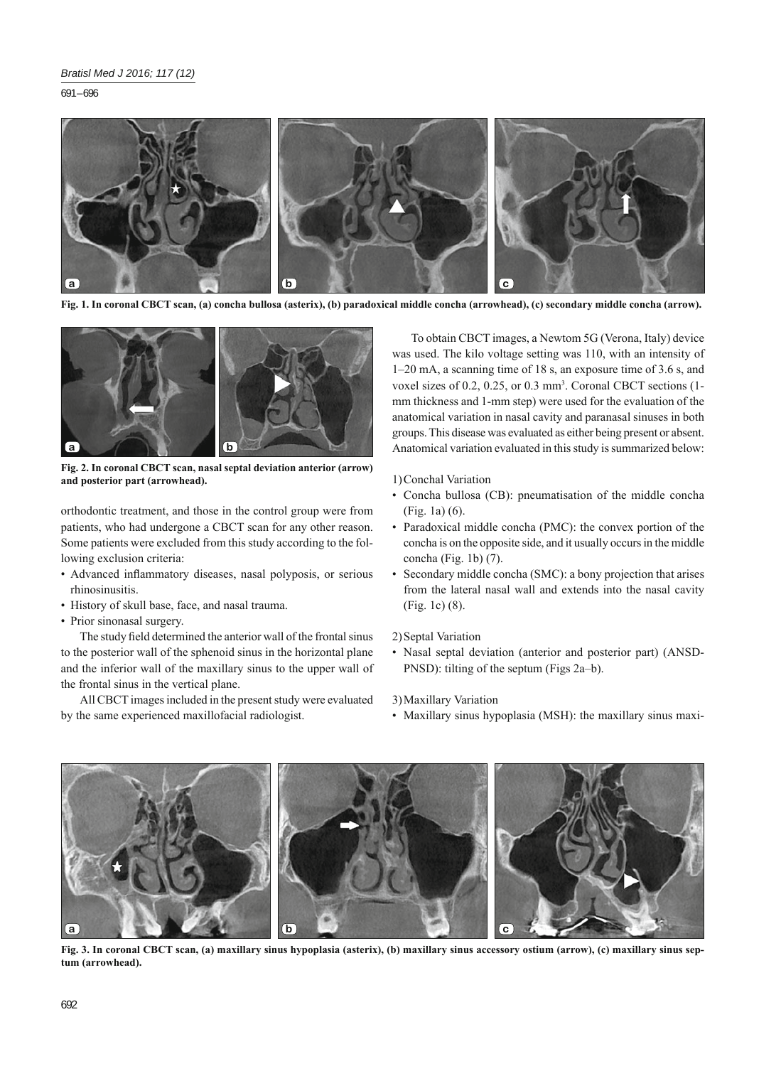Fig. 1. In coronal CBCT scan, (a) concha bullosa (asterix), (b) paradoxical middle concha (arrowhead), (c) secondary middle concha (arrow).

Fig. 2. In coronal CBCT scan, nasal septal deviation anterior (arrow) and posterior part (arrowhead).

orthodontic treatment, and those in the control group were from patients, who had undergone a CBCT scan for any other reason. Some patients were excluded from this study according to the following exclusion criteria:

- Advanced inflammatory diseases, nasal polyposis, or serious rhinosinusitis.
- History of skull base, face, and nasal trauma.
- Prior sinonasal surgery.

The study field determined the anterior wall of the frontal sinus to the posterior wall of the sphenoid sinus in the horizontal plane and the inferior wall of the maxillary sinus to the upper wall of the frontal sinus in the vertical plane.

All CBCT images included in the present study were evaluated by the same experienced maxillofacial radiologist.

To obtain CBCT images, a Newtom 5G (Verona, Italy) device was used. The kilo voltage setting was 110, with an intensity of 1–20 mA, a scanning time of 18 s, an exposure time of 3.6 s, and voxel sizes of 0.2, 0.25, or 0.3 $mm^3$. Coronal CBCT sections (1-mm thickness and 1-mm step) were used for the evaluation of the anatomical variation in nasal cavity and paranasal sinuses in both groups. This disease was evaluated as either being present or absent. Anatomical variation evaluated in this study is summarized below:

1) Conchal Variation

- Concha bullosa (CB): pneumatisation of the middle concha (Fig. 1a) (6).
- Paradoxical middle concha (PMC): the convex portion of the concha is on the opposite side, and it usually occurs in the middle concha (Fig. 1b) (7).
- Secondary middle concha (SMC): a bony projection that arises from the lateral nasal wall and extends into the nasal cavity (Fig. 1c) (8).

2) Septal Variation

- Nasal septal deviation (anterior and posterior part) (ANSD-PNSD): tilting of the septum (Figs 2a–b).

3) Maxillary Variation

- Maxillary sinus hypoplasia (MSH): the maxillary sinus maxi-

Fig. 3. In coronal CBCT scan, (a) maxillary sinus hypoplasia (asterix), (b) maxillary sinus accessory ostium (arrow), (c) maxillary sinus septum (arrowhead).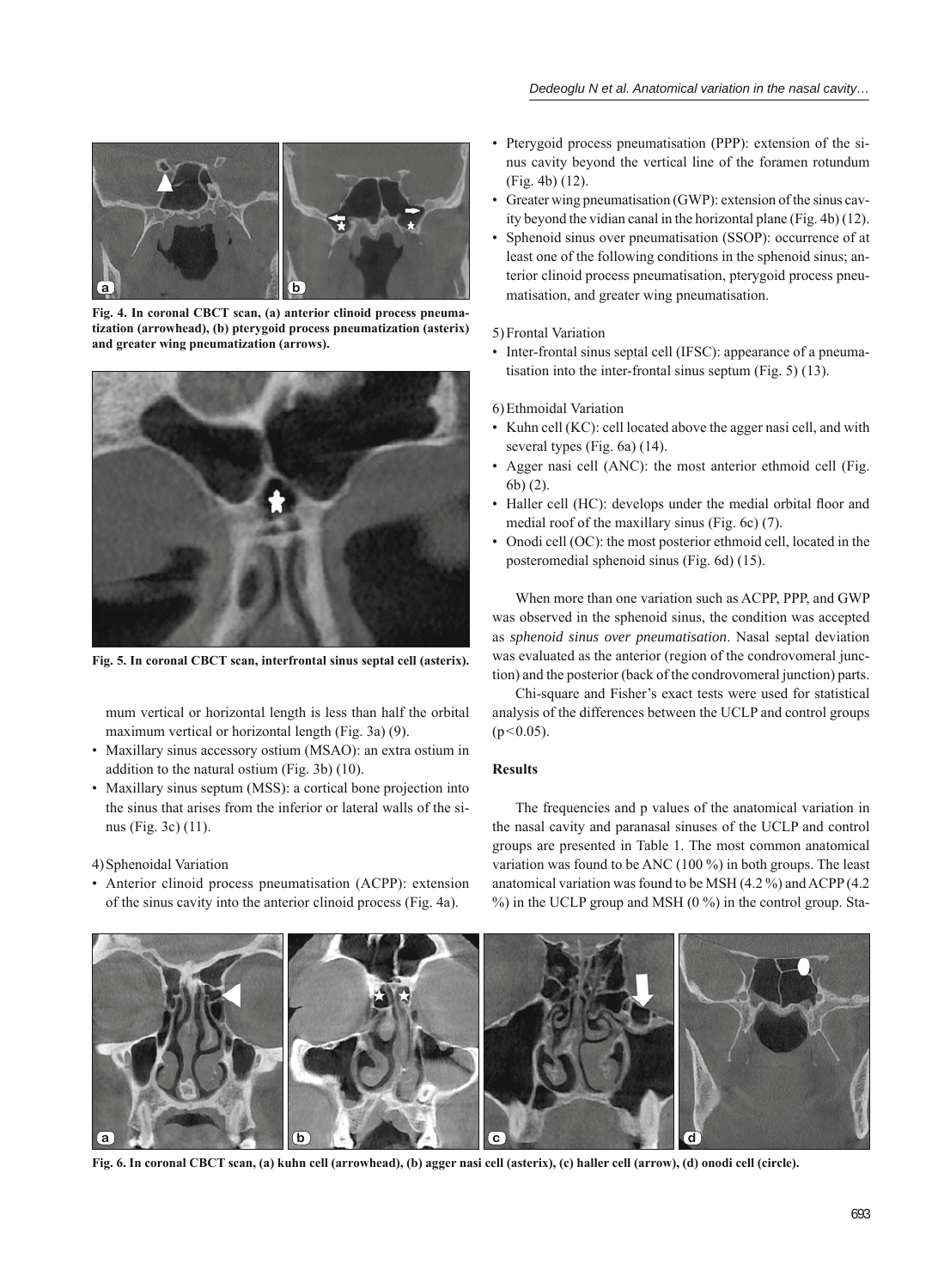Fig. 4. In coronal CBCT scan, (a) anterior clinoid process pneumatization (arrowhead), (b) pterygoid process pneumatization (asterix) and greater wing pneumatization (arrows).

Fig. 5. In coronal CBCT scan, interfrontal sinus septal cell (asterix).

mum vertical or horizontal length is less than half the orbital maximum vertical or horizontal length (Fig. 3a) (9).

- Maxillary sinus accessory ostium (MSAO): an extra ostium in addition to the natural ostium (Fig. 3b) (10).
- Maxillary sinus septum (MSS): a cortical bone projection into the sinus that arises from the inferior or lateral walls of the sinus (Fig. 3c) (11).

4) Sphenoidal Variation

- Anterior clinoid process pneumatisation (ACPP): extension of the sinus cavity into the anterior clinoid process (Fig. 4a).
- Pterygoid process pneumatisation (PPP): extension of the sinus cavity beyond the vertical line of the foramen rotundum (Fig. 4b) (12).
- Greater wing pneumatisation (GWP): extension of the sinus cavity beyond the vidian canal in the horizontal plane (Fig. 4b) (12).
- Sphenoid sinus over pneumatisation (SSOP): occurrence of at least one of the following conditions in the sphenoid sinus; anterior clinoid process pneumatisation, pterygoid process pneumatisation, and greater wing pneumatisation.

5) Frontal Variation

- Inter-frontal sinus septal cell (IFSC): appearance of a pneumatisation into the inter-frontal sinus septum (Fig. 5) (13).

6) Ethmoidal Variation

- Kuhn cell (KC): cell located above the agger nasi cell, and with several types (Fig. 6a) (14).
- Agger nasi cell (ANC): the most anterior ethmoid cell (Fig. 6b) (2).
- Haller cell (HC): develops under the medial orbital floor and medial roof of the maxillary sinus (Fig. 6c) (7).
- Onodi cell (OC): the most posterior ethmoid cell, located in the posteromedial sphenoid sinus (Fig. 6d) (15).

When more than one variation such as ACPP, PPP, and GWP was observed in the sphenoid sinus, the condition was accepted as *sphenoid sinus over pneumatisation*. Nasal septal deviation was evaluated as the anterior (region of the condrovomeral junction) and the posterior (back of the condrovomeral junction) parts.

Chi-square and Fisher's exact tests were used for statistical analysis of the differences between the UCLP and control groups ($p<0.05$).

## Results

The frequencies and p values of the anatomical variation in the nasal cavity and paranasal sinuses of the UCLP and control groups are presented in Table 1. The most common anatomical variation was found to be ANC (100 %) in both groups. The least anatomical variation was found to be MSH (4.2 %) and ACPP (4.2 %) in the UCLP group and MSH (0 %) in the control group. Sta-

Fig. 6. In coronal CBCT scan, (a) kuhn cell (arrowhead), (b) agger nasi cell (asterix), (c) haller cell (arrow), (d) onodi cell (circle).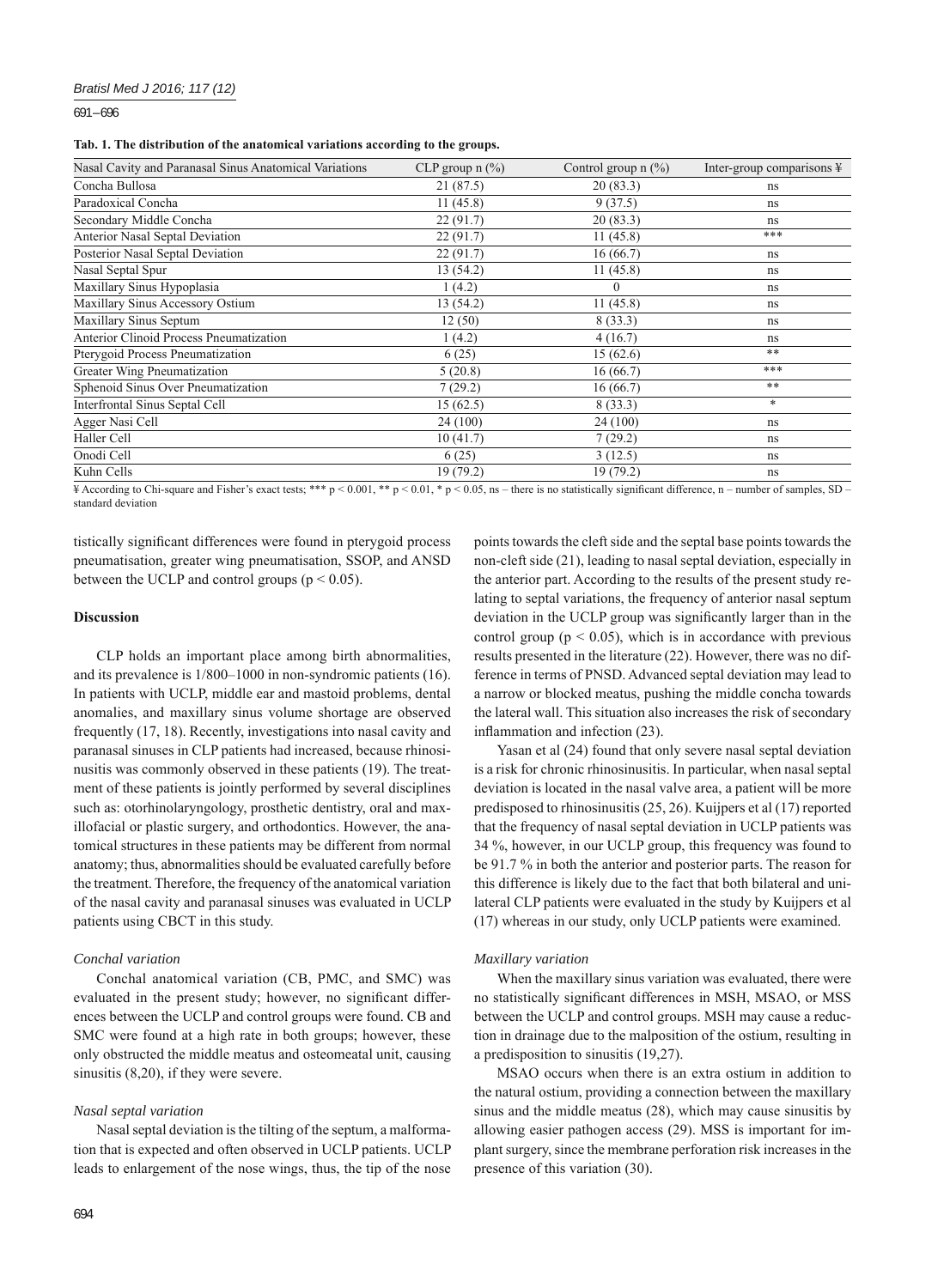**Tab. 1. The distribution of the anatomical variations according to the groups.**

| Nasal Cavity and Paranasal Sinus Anatomical Variations | CLP group n (%) | Control group n (%) | Inter-group comparisons ¥ |
|---|---|---|---|
| Concha Bullosa | 21 (87.5) | 20 (83.3) | ns |
| Paradoxical Concha | 11 (45.8) | 9 (37.5) | ns |
| Secondary Middle Concha | 22 (91.7) | 20 (83.3) | ns |
| Anterior Nasal Septal Deviation | 22 (91.7) | 11 (45.8) | *** |
| Posterior Nasal Septal Deviation | 22 (91.7) | 16 (66.7) | ns |
| Nasal Septal Spur | 13 (54.2) | 11 (45.8) | ns |
| Maxillary Sinus Hypoplasia | 1 (4.2) | 0 | ns |
| Maxillary Sinus Accessory Ostium | 13 (54.2) | 11 (45.8) | ns |
| Maxillary Sinus Septum | 12 (50) | 8 (33.3) | ns |
| Anterior Clinoid Process Pneumatization | 1 (4.2) | 4 (16.7) | ns |
| Pterygoid Process Pneumatization | 6 (25) | 15 (62.6) | ** |
| Greater Wing Pneumatization | 5 (20.8) | 16 (66.7) | *** |
| Sphenoid Sinus Over Pneumatization | 7 (29.2) | 16 (66.7) | ** |
| Interfrontal Sinus Septal Cell | 15 (62.5) | 8 (33.3) | * |
| Agger Nasi Cell | 24 (100) | 24 (100) | ns |
| Haller Cell | 10 (41.7) | 7 (29.2) | ns |
| Onodi Cell | 6 (25) | 3 (12.5) | ns |
| Kuhn Cells | 19 (79.2) | 19 (79.2) | ns |

¥ According to Chi-square and Fisher's exact tests; *** $p < 0.001$, ** $p < 0.01$, * $p < 0.05$, ns – there is no statistically significant difference, n – number of samples, SD – standard deviation

tistically significant differences were found in pterygoid process pneumatisation, greater wing pneumatisation, SSOP, and ANSD between the UCLP and control groups ($p < 0.05$).

## Discussion

CLP holds an important place among birth abnormalities, and its prevalence is 1/800–1000 in non-syndromic patients (16). In patients with UCLP, middle ear and mastoid problems, dental anomalies, and maxillary sinus volume shortage are observed frequently (17, 18). Recently, investigations into nasal cavity and paranasal sinuses in CLP patients had increased, because rhinosinusitis was commonly observed in these patients (19). The treatment of these patients is jointly performed by several disciplines such as: otorhinolaryngology, prosthetic dentistry, oral and maxillofacial or plastic surgery, and orthodontics. However, the anatomical structures in these patients may be different from normal anatomy; thus, abnormalities should be evaluated carefully before the treatment. Therefore, the frequency of the anatomical variation of the nasal cavity and paranasal sinuses was evaluated in UCLP patients using CBCT in this study.

### *Conchal variation*

Conchal anatomical variation (CB, PMC, and SMC) was evaluated in the present study; however, no significant differences between the UCLP and control groups were found. CB and SMC were found at a high rate in both groups; however, these only obstructed the middle meatus and osteomeatal unit, causing sinusitis (8,20), if they were severe.

### *Nasal septal variation*

Nasal septal deviation is the tilting of the septum, a malformation that is expected and often observed in UCLP patients. UCLP leads to enlargement of the nose wings, thus, the tip of the nose points towards the cleft side and the septal base points towards the non-cleft side (21), leading to nasal septal deviation, especially in the anterior part. According to the results of the present study relating to septal variations, the frequency of anterior nasal septum deviation in the UCLP group was significantly larger than in the control group ($p < 0.05$), which is in accordance with previous results presented in the literature (22). However, there was no difference in terms of PNSD. Advanced septal deviation may lead to a narrow or blocked meatus, pushing the middle concha towards the lateral wall. This situation also increases the risk of secondary inflammation and infection (23).

Yasan et al (24) found that only severe nasal septal deviation is a risk for chronic rhinosinusitis. In particular, when nasal septal deviation is located in the nasal valve area, a patient will be more predisposed to rhinosinusitis (25, 26). Kuijpers et al (17) reported that the frequency of nasal septal deviation in UCLP patients was 34 %, however, in our UCLP group, this frequency was found to be 91.7 % in both the anterior and posterior parts. The reason for this difference is likely due to the fact that both bilateral and unilateral CLP patients were evaluated in the study by Kuijpers et al (17) whereas in our study, only UCLP patients were examined.

### *Maxillary variation*

When the maxillary sinus variation was evaluated, there were no statistically significant differences in MSH, MSAO, or MSS between the UCLP and control groups. MSH may cause a reduction in drainage due to the malposition of the ostium, resulting in a predisposition to sinusitis (19,27).

MSAO occurs when there is an extra ostium in addition to the natural ostium, providing a connection between the maxillary sinus and the middle meatus (28), which may cause sinusitis by allowing easier pathogen access (29). MSS is important for implant surgery, since the membrane perforation risk increases in the presence of this variation (30).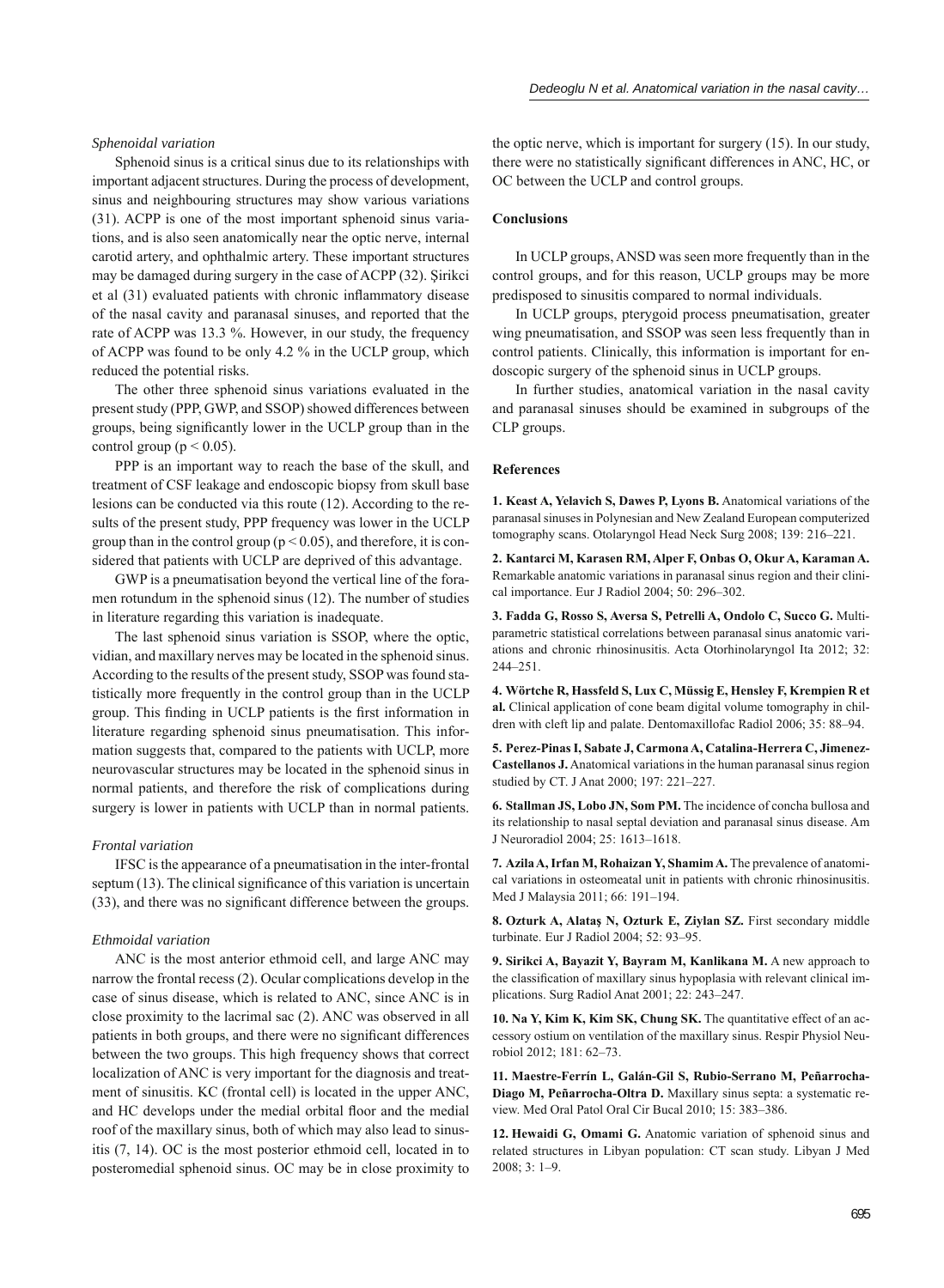### *Sphenoidal variation*

Sphenoid sinus is a critical sinus due to its relationships with important adjacent structures. During the process of development, sinus and neighbouring structures may show various variations (31). ACPP is one of the most important sphenoid sinus variations, and is also seen anatomically near the optic nerve, internal carotid artery, and ophthalmic artery. These important structures may be damaged during surgery in the case of ACPP (32). Şirikci et al (31) evaluated patients with chronic inflammatory disease of the nasal cavity and paranasal sinuses, and reported that the rate of ACPP was 13.3 %. However, in our study, the frequency of ACPP was found to be only 4.2 % in the UCLP group, which reduced the potential risks.

The other three sphenoid sinus variations evaluated in the present study (PPP, GWP, and SSOP) showed differences between groups, being significantly lower in the UCLP group than in the control group ($p < 0.05$).

PPP is an important way to reach the base of the skull, and treatment of CSF leakage and endoscopic biopsy from skull base lesions can be conducted via this route (12). According to the results of the present study, PPP frequency was lower in the UCLP group than in the control group ($p < 0.05$), and therefore, it is considered that patients with UCLP are deprived of this advantage.

GWP is a pneumatisation beyond the vertical line of the foramen rotundum in the sphenoid sinus (12). The number of studies in literature regarding this variation is inadequate.

The last sphenoid sinus variation is SSOP, where the optic, vidian, and maxillary nerves may be located in the sphenoid sinus. According to the results of the present study, SSOP was found statistically more frequently in the control group than in the UCLP group. This finding in UCLP patients is the first information in literature regarding sphenoid sinus pneumatisation. This information suggests that, compared to the patients with UCLP, more neurovascular structures may be located in the sphenoid sinus in normal patients, and therefore the risk of complications during surgery is lower in patients with UCLP than in normal patients.

### *Frontal variation*

IFSC is the appearance of a pneumatisation in the inter-frontal septum (13). The clinical significance of this variation is uncertain (33), and there was no significant difference between the groups.

### *Ethmoidal variation*

ANC is the most anterior ethmoid cell, and large ANC may narrow the frontal recess (2). Ocular complications develop in the case of sinus disease, which is related to ANC, since ANC is in close proximity to the lacrimal sac (2). ANC was observed in all patients in both groups, and there were no significant differences between the two groups. This high frequency shows that correct localization of ANC is very important for the diagnosis and treatment of sinusitis. KC (frontal cell) is located in the upper ANC, and HC develops under the medial orbital floor and the medial roof of the maxillary sinus, both of which may also lead to sinusitis (7, 14). OC is the most posterior ethmoid cell, located in to posteromedial sphenoid sinus. OC may be in close proximity to the optic nerve, which is important for surgery (15). In our study, there were no statistically significant differences in ANC, HC, or OC between the UCLP and control groups.

## Conclusions

In UCLP groups, ANSD was seen more frequently than in the control groups, and for this reason, UCLP groups may be more predisposed to sinusitis compared to normal individuals.

In UCLP groups, pterygoid process pneumatisation, greater wing pneumatisation, and SSOP was seen less frequently than in control patients. Clinically, this information is important for endoscopic surgery of the sphenoid sinus in UCLP groups.

In further studies, anatomical variation in the nasal cavity and paranasal sinuses should be examined in subgroups of the CLP groups.

## References

**1. Keast A, Yelavich S, Dawes P, Lyons B.** Anatomical variations of the paranasal sinuses in Polynesian and New Zealand European computerized tomography scans. Otolaryngol Head Neck Surg 2008; 139: 216–221.

**2. Kantarci M, Karasen RM, Alper F, Onbas O, Okur A, Karaman A.** Remarkable anatomic variations in paranasal sinus region and their clinical importance. Eur J Radiol 2004; 50: 296–302.

**3. Fadda G, Rosso S, Aversa S, Petrelli A, Ondolo C, Succo G.** Multiparametric statistical correlations between paranasal sinus anatomic variations and chronic rhinosinusitis. Acta Otorhinolaryngol Ita 2012; 32: 244–251.

**4. Wörtche R, Hassfeld S, Lux C, Müssig E, Hensley F, Krempien R et al.** Clinical application of cone beam digital volume tomography in children with cleft lip and palate. Dentomaxillofac Radiol 2006; 35: 88–94.

**5. Perez-Pinas I, Sabate J, Carmona A, Catalina-Herrera C, Jimenez-Castellanos J.** Anatomical variations in the human paranasal sinus region studied by CT. J Anat 2000; 197: 221–227.

**6. Stallman JS, Lobo JN, Som PM.** The incidence of concha bullosa and its relationship to nasal septal deviation and paranasal sinus disease. Am J Neuroradiol 2004; 25: 1613–1618.

**7. Azila A, Irfan M, Rohaizan Y, Shamim A.** The prevalence of anatomical variations in osteomeatal unit in patients with chronic rhinosinusitis. Med J Malaysia 2011; 66: 191–194.

**8. Ozturk A, Alataş N, Ozturk E, Ziylan SZ.** First secondary middle turbinate. Eur J Radiol 2004; 52: 93–95.

**9. Sirikci A, Bayazit Y, Bayram M, Kanlikana M.** A new approach to the classification of maxillary sinus hypoplasia with relevant clinical implications. Surg Radiol Anat 2001; 22: 243–247.

**10. Na Y, Kim K, Kim SK, Chung SK.** The quantitative effect of an accessory ostium on ventilation of the maxillary sinus. Respir Physiol Neurobiol 2012; 181: 62–73.

**11. Maestre-Ferrín L, Galán-Gil S, Rubio-Serrano M, Peñarrocha-Diago M, Peñarrocha-Oltra D.** Maxillary sinus septa: a systematic review. Med Oral Patol Oral Cir Bucal 2010; 15: 383–386.

**12. Hewaidi G, Omami G.** Anatomic variation of sphenoid sinus and related structures in Libyan population: CT scan study. Libyan J Med 2008; 3: 1–9.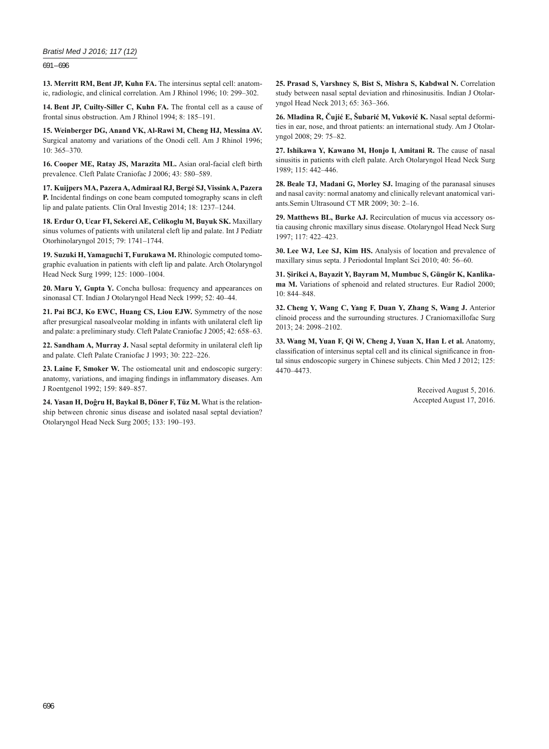**13. Merritt RM, Bent JP, Kuhn FA.** The intersinus septal cell: anatomic, radiologic, and clinical correlation. Am J Rhinol 1996; 10: 299–302.

**14. Bent JP, Cuilty-Siller C, Kuhn FA.** The frontal cell as a cause of frontal sinus obstruction. Am J Rhinol 1994; 8: 185–191.

**15. Weinberger DG, Anand VK, Al-Rawi M, Cheng HJ, Messina AV.** Surgical anatomy and variations of the Onodi cell. Am J Rhinol 1996; 10: 365–370.

**16. Cooper ME, Ratay JS, Marazita ML.** Asian oral-facial cleft birth prevalence. Cleft Palate Craniofac J 2006; 43: 580–589.

**17. Kuijpers MA, Pazera A, Admiraal RJ, Bergé SJ, Vissink A, Pazera P.** Incidental findings on cone beam computed tomography scans in cleft lip and palate patients. Clin Oral Investig 2014; 18: 1237–1244.

**18. Erdur O, Ucar FI, Sekerci AE, Celikoglu M, Buyuk SK.** Maxillary sinus volumes of patients with unilateral cleft lip and palate. Int J Pediatr Otorhinolaryngol 2015; 79: 1741–1744.

**19. Suzuki H, Yamaguchi T, Furukawa M.** Rhinologic computed tomographic evaluation in patients with cleft lip and palate. Arch Otolaryngol Head Neck Surg 1999; 125: 1000–1004.

**20. Maru Y, Gupta Y.** Concha bullosa: frequency and appearances on sinonasal CT. Indian J Otolaryngol Head Neck 1999; 52: 40–44.

**21. Pai BCJ, Ko EWC, Huang CS, Liou EJW.** Symmetry of the nose after presurgical nasoalveolar molding in infants with unilateral cleft lip and palate: a preliminary study. Cleft Palate Craniofac J 2005; 42: 658–63.

**22. Sandham A, Murray J.** Nasal septal deformity in unilateral cleft lip and palate. Cleft Palate Craniofac J 1993; 30: 222–226.

**23. Laine F, Smoker W.** The ostiomeatal unit and endoscopic surgery: anatomy, variations, and imaging findings in inflammatory diseases. Am J Roentgenol 1992; 159: 849–857.

**24. Yasan H, Doĝru H, Baykal B, Döner F, Tüz M.** What is the relationship between chronic sinus disease and isolated nasal septal deviation? Otolaryngol Head Neck Surg 2005; 133: 190–193.

**25. Prasad S, Varshney S, Bist S, Mishra S, Kabdwal N.** Correlation study between nasal septal deviation and rhinosinusitis. Indian J Otolaryngol Head Neck 2013; 65: 363–366.

**26. Mladina R, Čujić E, Šubarić M, Vuković K.** Nasal septal deformities in ear, nose, and throat patients: an international study. Am J Otolaryngol 2008; 29: 75–82.

**27. Ishikawa Y, Kawano M, Honjo I, Amitani R.** The cause of nasal sinusitis in patients with cleft palate. Arch Otolaryngol Head Neck Surg 1989; 115: 442–446.

**28. Beale TJ, Madani G, Morley SJ.** Imaging of the paranasal sinuses and nasal cavity: normal anatomy and clinically relevant anatomical variants.Semin Ultrasound CT MR 2009; 30: 2–16.

**29. Matthews BL, Burke AJ.** Recirculation of mucus via accessory ostia causing chronic maxillary sinus disease. Otolaryngol Head Neck Surg 1997; 117: 422–423.

**30. Lee WJ, Lee SJ, Kim HS.** Analysis of location and prevalence of maxillary sinus septa. J Periodontal Implant Sci 2010; 40: 56–60.

**31. Şirikci A, Bayazit Y, Bayram M, Mumbuc S, Güngör K, Kanlikama M.** Variations of sphenoid and related structures. Eur Radiol 2000; 10: 844–848.

**32. Cheng Y, Wang C, Yang F, Duan Y, Zhang S, Wang J.** Anterior clinoid process and the surrounding structures. J Craniomaxillofac Surg 2013; 24: 2098–2102.

**33. Wang M, Yuan F, Qi W, Cheng J, Yuan X, Han L et al.** Anatomy, classification of intersinus septal cell and its clinical significance in frontal sinus endoscopic surgery in Chinese subjects. Chin Med J 2012; 125: 4470–4473.

Received August 5, 2016.
Accepted August 17, 2016.